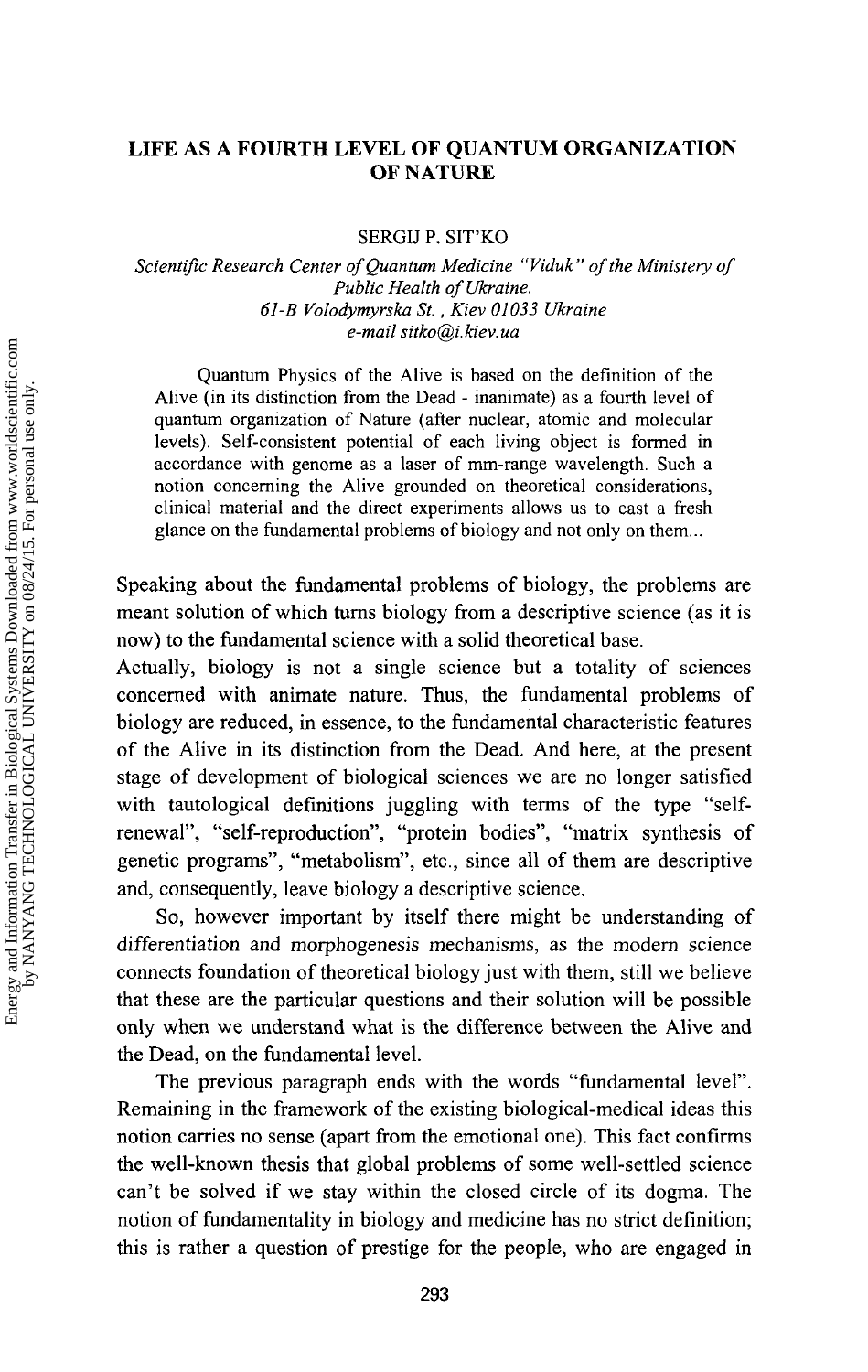# LIFE AS A FOURTH LEVEL OF QUANTUM ORGANIZATION OF NATURE

SERGIJ P. SIT'KO

*Scientific Research Center of Quantum Medicine "Viduk" of the Ministery of Public Health of Ukraine.*
*61-B Volodymyrska St., Kiev 01033 Ukraine*
*e-mail sitko@i.kiev.ua*

> Quantum Physics of the Alive is based on the definition of the Alive (in its distinction from the Dead - inanimate) as a fourth level of quantum organization of Nature (after nuclear, atomic and molecular levels). Self-consistent potential of each living object is formed in accordance with genome as a laser of mm-range wavelength. Such a notion concerning the Alive grounded on theoretical considerations, clinical material and the direct experiments allows us to cast a fresh glance on the fundamental problems of biology and not only on them...

Speaking about the fundamental problems of biology, the problems are meant solution of which turns biology from a descriptive science (as it is now) to the fundamental science with a solid theoretical base.
Actually, biology is not a single science but a totality of sciences concerned with animate nature. Thus, the fundamental problems of biology are reduced, in essence, to the fundamental characteristic features of the Alive in its distinction from the Dead. And here, at the present stage of development of biological sciences we are no longer satisfied with tautological definitions juggling with terms of the type "self-renewal", "self-reproduction", "protein bodies", "matrix synthesis of genetic programs", "metabolism", etc., since all of them are descriptive and, consequently, leave biology a descriptive science.

So, however important by itself there might be understanding of differentiation and morphogenesis mechanisms, as the modern science connects foundation of theoretical biology just with them, still we believe that these are the particular questions and their solution will be possible only when we understand what is the difference between the Alive and the Dead, on the fundamental level.

The previous paragraph ends with the words "fundamental level". Remaining in the framework of the existing biological-medical ideas this notion carries no sense (apart from the emotional one). This fact confirms the well-known thesis that global problems of some well-settled science can't be solved if we stay within the closed circle of its dogma. The notion of fundamentality in biology and medicine has no strict definition; this is rather a question of prestige for the people, who are engaged in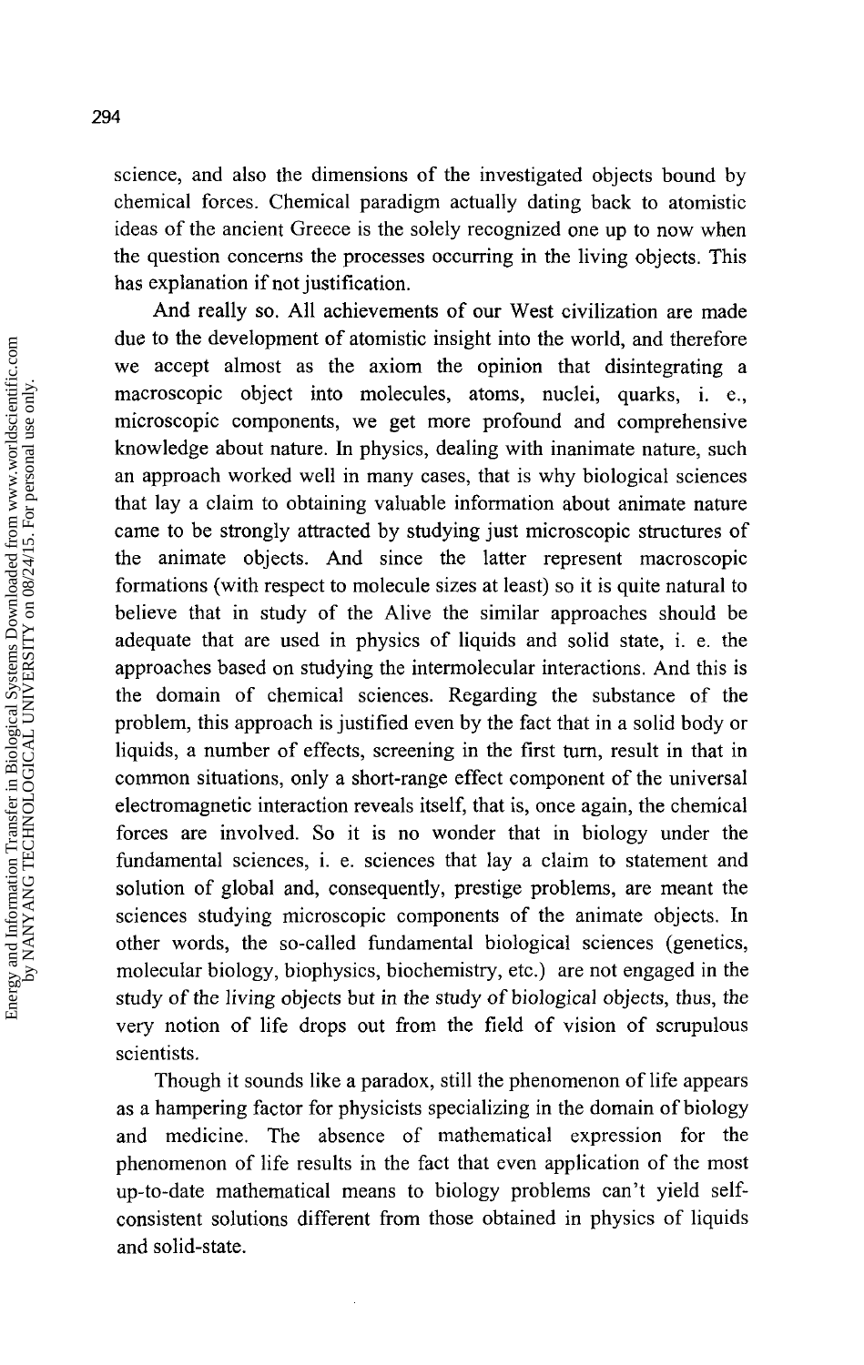science, and also the dimensions of the investigated objects bound by chemical forces. Chemical paradigm actually dating back to atomistic ideas of the ancient Greece is the solely recognized one up to now when the question concerns the processes occurring in the living objects. This has explanation if not justification.

And really so. All achievements of our West civilization are made due to the development of atomistic insight into the world, and therefore we accept almost as the axiom the opinion that disintegrating a macroscopic object into molecules, atoms, nuclei, quarks, i. e., microscopic components, we get more profound and comprehensive knowledge about nature. In physics, dealing with inanimate nature, such an approach worked well in many cases, that is why biological sciences that lay a claim to obtaining valuable information about animate nature came to be strongly attracted by studying just microscopic structures of the animate objects. And since the latter represent macroscopic formations (with respect to molecule sizes at least) so it is quite natural to believe that in study of the Alive the similar approaches should be adequate that are used in physics of liquids and solid state, i. e. the approaches based on studying the intermolecular interactions. And this is the domain of chemical sciences. Regarding the substance of the problem, this approach is justified even by the fact that in a solid body or liquids, a number of effects, screening in the first turn, result in that in common situations, only a short-range effect component of the universal electromagnetic interaction reveals itself, that is, once again, the chemical forces are involved. So it is no wonder that in biology under the fundamental sciences, i. e. sciences that lay a claim to statement and solution of global and, consequently, prestige problems, are meant the sciences studying microscopic components of the animate objects. In other words, the so-called fundamental biological sciences (genetics, molecular biology, biophysics, biochemistry, etc.) are not engaged in the study of the living objects but in the study of biological objects, thus, the very notion of life drops out from the field of vision of scrupulous scientists.

Though it sounds like a paradox, still the phenomenon of life appears as a hampering factor for physicists specializing in the domain of biology and medicine. The absence of mathematical expression for the phenomenon of life results in the fact that even application of the most up-to-date mathematical means to biology problems can't yield self-consistent solutions different from those obtained in physics of liquids and solid-state.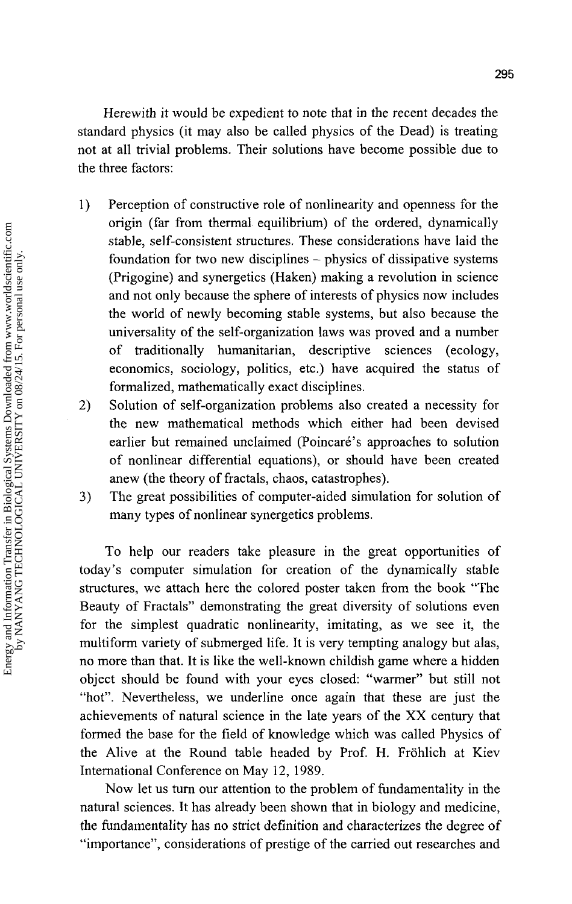Herewith it would be expedient to note that in the recent decades the standard physics (it may also be called physics of the Dead) is treating not at all trivial problems. Their solutions have become possible due to the three factors:

1) Perception of constructive role of nonlinearity and openness for the origin (far from thermal equilibrium) of the ordered, dynamically stable, self-consistent structures. These considerations have laid the foundation for two new disciplines – physics of dissipative systems (Prigogine) and synergetics (Haken) making a revolution in science and not only because the sphere of interests of physics now includes the world of newly becoming stable systems, but also because the universality of the self-organization laws was proved and a number of traditionally humanitarian, descriptive sciences (ecology, economics, sociology, politics, etc.) have acquired the status of formalized, mathematically exact disciplines.
2) Solution of self-organization problems also created a necessity for the new mathematical methods which either had been devised earlier but remained unclaimed (Poincaré's approaches to solution of nonlinear differential equations), or should have been created anew (the theory of fractals, chaos, catastrophes).
3) The great possibilities of computer-aided simulation for solution of many types of nonlinear synergetics problems.

To help our readers take pleasure in the great opportunities of today's computer simulation for creation of the dynamically stable structures, we attach here the colored poster taken from the book "The Beauty of Fractals" demonstrating the great diversity of solutions even for the simplest quadratic nonlinearity, imitating, as we see it, the multiform variety of submerged life. It is very tempting analogy but alas, no more than that. It is like the well-known childish game where a hidden object should be found with your eyes closed: "warmer" but still not "hot". Nevertheless, we underline once again that these are just the achievements of natural science in the late years of the XX century that formed the base for the field of knowledge which was called Physics of the Alive at the Round table headed by Prof. H. Fröhlich at Kiev International Conference on May 12, 1989.

Now let us turn our attention to the problem of fundamentality in the natural sciences. It has already been shown that in biology and medicine, the fundamentality has no strict definition and characterizes the degree of "importance", considerations of prestige of the carried out researches and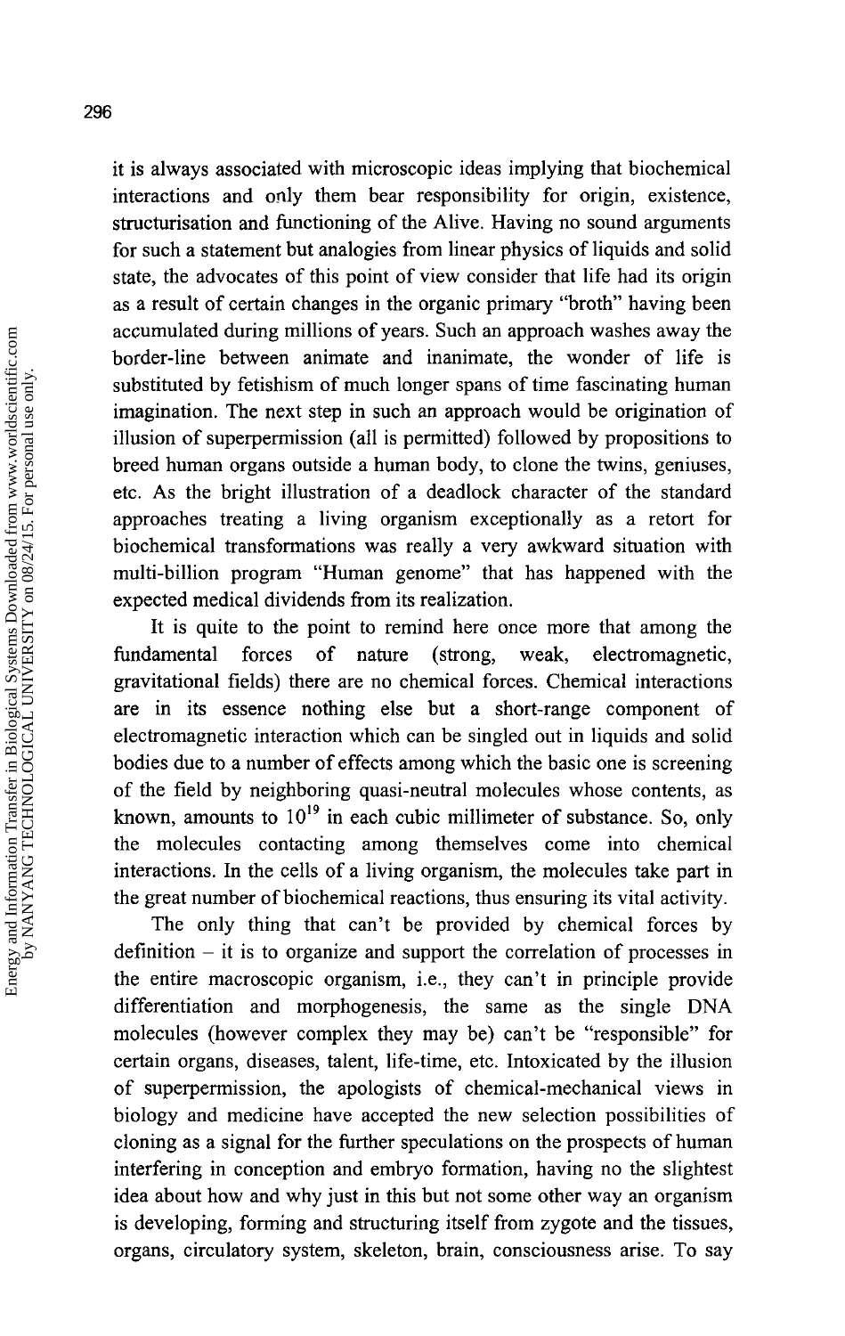it is always associated with microscopic ideas implying that biochemical interactions and only them bear responsibility for origin, existence, structurisation and functioning of the Alive. Having no sound arguments for such a statement but analogies from linear physics of liquids and solid state, the advocates of this point of view consider that life had its origin as a result of certain changes in the organic primary "broth" having been accumulated during millions of years. Such an approach washes away the border-line between animate and inanimate, the wonder of life is substituted by fetishism of much longer spans of time fascinating human imagination. The next step in such an approach would be origination of illusion of superpermission (all is permitted) followed by propositions to breed human organs outside a human body, to clone the twins, geniuses, etc. As the bright illustration of a deadlock character of the standard approaches treating a living organism exceptionally as a retort for biochemical transformations was really a very awkward situation with multi-billion program "Human genome" that has happened with the expected medical dividends from its realization.

It is quite to the point to remind here once more that among the fundamental forces of nature (strong, weak, electromagnetic, gravitational fields) there are no chemical forces. Chemical interactions are in its essence nothing else but a short-range component of electromagnetic interaction which can be singled out in liquids and solid bodies due to a number of effects among which the basic one is screening of the field by neighboring quasi-neutral molecules whose contents, as known, amounts to $10^{19}$ in each cubic millimeter of substance. So, only the molecules contacting among themselves come into chemical interactions. In the cells of a living organism, the molecules take part in the great number of biochemical reactions, thus ensuring its vital activity.

The only thing that can't be provided by chemical forces by definition – it is to organize and support the correlation of processes in the entire macroscopic organism, i.e., they can't in principle provide differentiation and morphogenesis, the same as the single DNA molecules (however complex they may be) can't be "responsible" for certain organs, diseases, talent, life-time, etc. Intoxicated by the illusion of superpermission, the apologists of chemical-mechanical views in biology and medicine have accepted the new selection possibilities of cloning as a signal for the further speculations on the prospects of human interfering in conception and embryo formation, having no the slightest idea about how and why just in this but not some other way an organism is developing, forming and structuring itself from zygote and the tissues, organs, circulatory system, skeleton, brain, consciousness arise. To say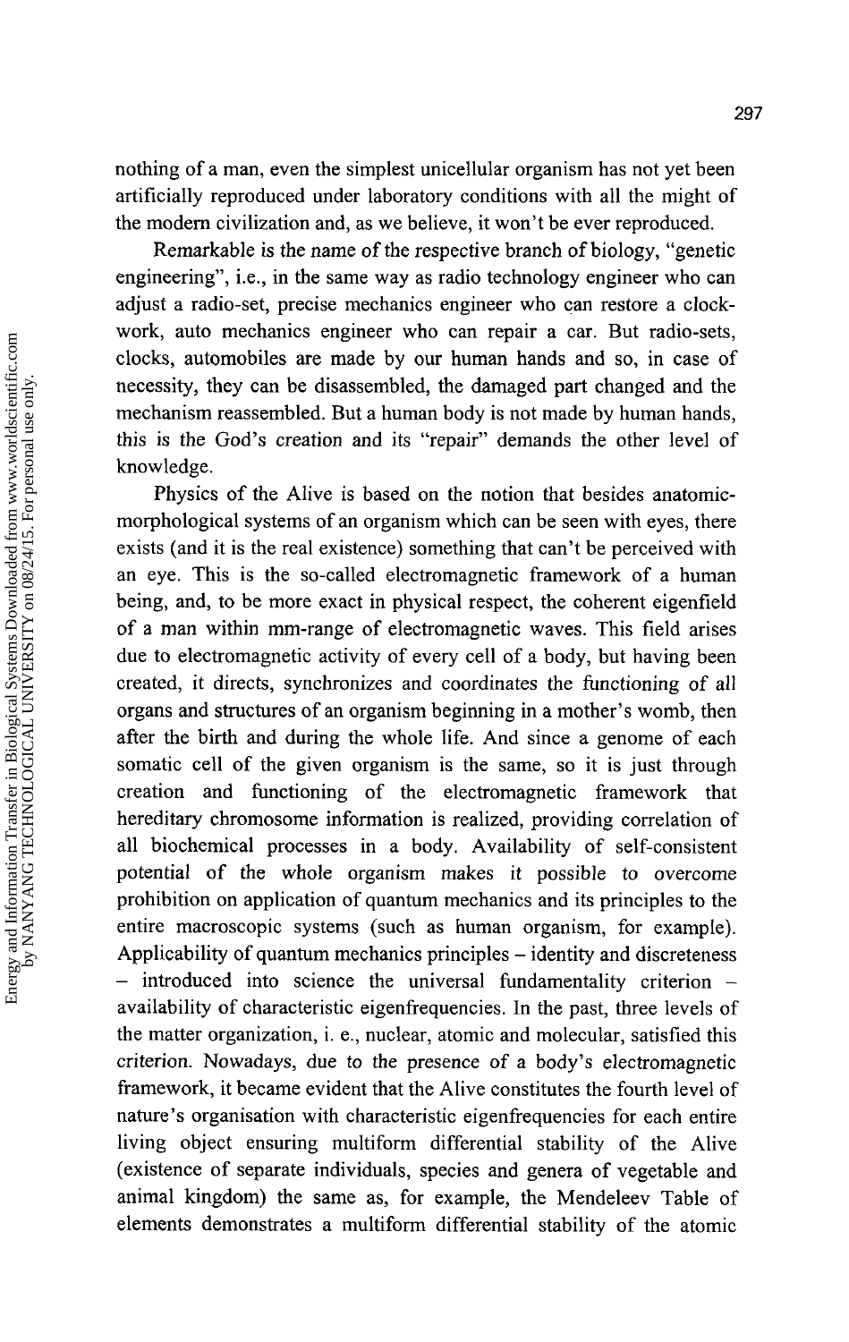nothing of a man, even the simplest unicellular organism has not yet been artificially reproduced under laboratory conditions with all the might of the modern civilization and, as we believe, it won't be ever reproduced.

Remarkable is the name of the respective branch of biology, "genetic engineering", i.e., in the same way as radio technology engineer who can adjust a radio-set, precise mechanics engineer who can restore a clock-work, auto mechanics engineer who can repair a car. But radio-sets, clocks, automobiles are made by our human hands and so, in case of necessity, they can be disassembled, the damaged part changed and the mechanism reassembled. But a human body is not made by human hands, this is the God's creation and its "repair" demands the other level of knowledge.

Physics of the Alive is based on the notion that besides anatomic-morphological systems of an organism which can be seen with eyes, there exists (and it is the real existence) something that can't be perceived with an eye. This is the so-called electromagnetic framework of a human being, and, to be more exact in physical respect, the coherent eigenfield of a man within mm-range of electromagnetic waves. This field arises due to electromagnetic activity of every cell of a body, but having been created, it directs, synchronizes and coordinates the functioning of all organs and structures of an organism beginning in a mother's womb, then after the birth and during the whole life. And since a genome of each somatic cell of the given organism is the same, so it is just through creation and functioning of the electromagnetic framework that hereditary chromosome information is realized, providing correlation of all biochemical processes in a body. Availability of self-consistent potential of the whole organism makes it possible to overcome prohibition on application of quantum mechanics and its principles to the entire macroscopic systems (such as human organism, for example). Applicability of quantum mechanics principles – identity and discreteness – introduced into science the universal fundamentality criterion – availability of characteristic eigenfrequencies. In the past, three levels of the matter organization, i. e., nuclear, atomic and molecular, satisfied this criterion. Nowadays, due to the presence of a body's electromagnetic framework, it became evident that the Alive constitutes the fourth level of nature's organisation with characteristic eigenfrequencies for each entire living object ensuring multiform differential stability of the Alive (existence of separate individuals, species and genera of vegetable and animal kingdom) the same as, for example, the Mendeleev Table of elements demonstrates a multiform differential stability of the atomic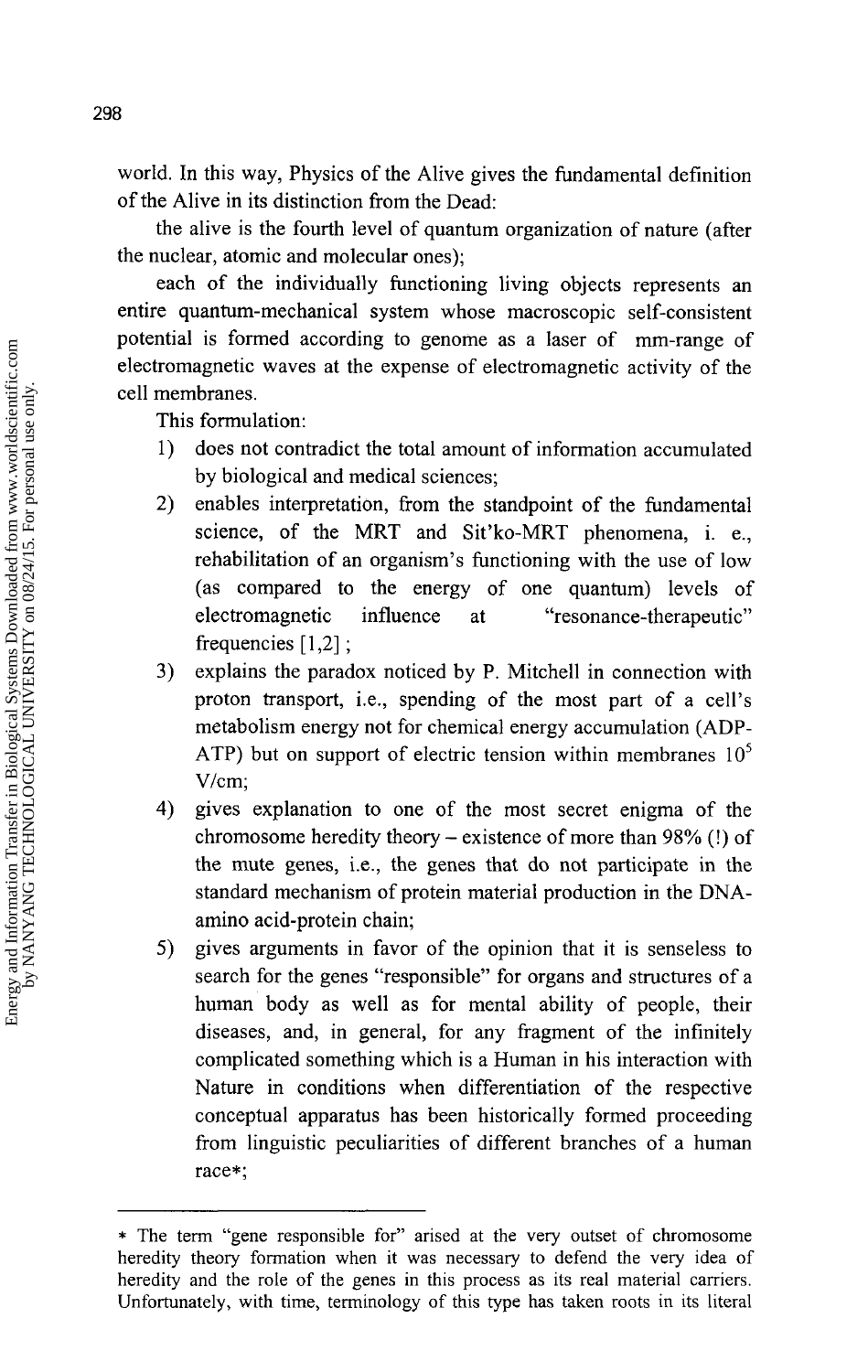world. In this way, Physics of the Alive gives the fundamental definition of the Alive in its distinction from the Dead:

the alive is the fourth level of quantum organization of nature (after the nuclear, atomic and molecular ones);

each of the individually functioning living objects represents an entire quantum-mechanical system whose macroscopic self-consistent potential is formed according to genome as a laser of mm-range of electromagnetic waves at the expense of electromagnetic activity of the cell membranes.

This formulation:

1) does not contradict the total amount of information accumulated by biological and medical sciences;
2) enables interpretation, from the standpoint of the fundamental science, of the MRT and Sit'ko-MRT phenomena, i. e., rehabilitation of an organism's functioning with the use of low (as compared to the energy of one quantum) levels of electromagnetic influence at "resonance-therapeutic" frequencies [1,2] ;
3) explains the paradox noticed by P. Mitchell in connection with proton transport, i.e., spending of the most part of a cell's metabolism energy not for chemical energy accumulation (ADP-ATP) but on support of electric tension within membranes $10^5$ V/cm;
4) gives explanation to one of the most secret enigma of the chromosome heredity theory – existence of more than 98% (!) of the mute genes, i.e., the genes that do not participate in the standard mechanism of protein material production in the DNA-amino acid-protein chain;
5) gives arguments in favor of the opinion that it is senseless to search for the genes "responsible" for organs and structures of a human body as well as for mental ability of people, their diseases, and, in general, for any fragment of the infinitely complicated something which is a Human in his interaction with Nature in conditions when differentiation of the respective conceptual apparatus has been historically formed proceeding from linguistic peculiarities of different branches of a human race*;

---

* The term "gene responsible for" arised at the very outset of chromosome heredity theory formation when it was necessary to defend the very idea of heredity and the role of the genes in this process as its real material carriers. Unfortunately, with time, terminology of this type has taken roots in its literal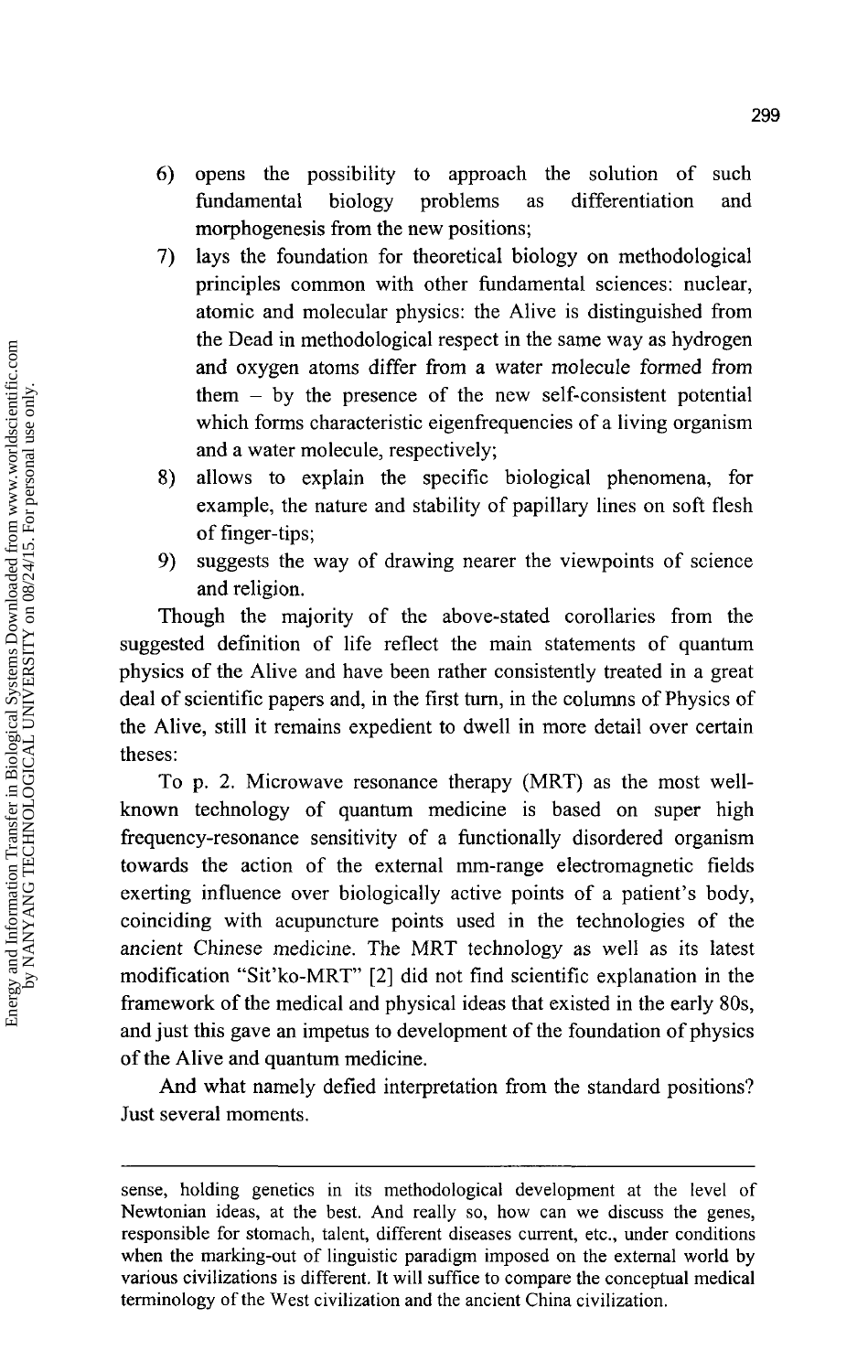6) opens the possibility to approach the solution of such fundamental biology problems as differentiation and morphogenesis from the new positions;
7) lays the foundation for theoretical biology on methodological principles common with other fundamental sciences: nuclear, atomic and molecular physics: the Alive is distinguished from the Dead in methodological respect in the same way as hydrogen and oxygen atoms differ from a water molecule formed from them – by the presence of the new self-consistent potential which forms characteristic eigenfrequencies of a living organism and a water molecule, respectively;
8) allows to explain the specific biological phenomena, for example, the nature and stability of papillary lines on soft flesh of finger-tips;
9) suggests the way of drawing nearer the viewpoints of science and religion.

Though the majority of the above-stated corollaries from the suggested definition of life reflect the main statements of quantum physics of the Alive and have been rather consistently treated in a great deal of scientific papers and, in the first turn, in the columns of Physics of the Alive, still it remains expedient to dwell in more detail over certain theses:

To p. 2. Microwave resonance therapy (MRT) as the most well-known technology of quantum medicine is based on super high frequency-resonance sensitivity of a functionally disordered organism towards the action of the external mm-range electromagnetic fields exerting influence over biologically active points of a patient's body, coinciding with acupuncture points used in the technologies of the ancient Chinese medicine. The MRT technology as well as its latest modification "Sit'ko-MRT" [2] did not find scientific explanation in the framework of the medical and physical ideas that existed in the early 80s, and just this gave an impetus to development of the foundation of physics of the Alive and quantum medicine.

And what namely defied interpretation from the standard positions? Just several moments.

---

sense, holding genetics in its methodological development at the level of Newtonian ideas, at the best. And really so, how can we discuss the genes, responsible for stomach, talent, different diseases current, etc., under conditions when the marking-out of linguistic paradigm imposed on the external world by various civilizations is different. It will suffice to compare the conceptual medical terminology of the West civilization and the ancient China civilization.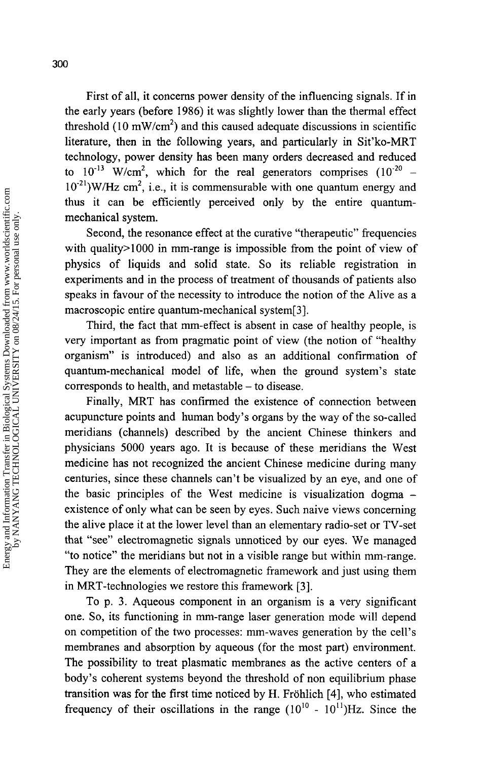First of all, it concerns power density of the influencing signals. If in the early years (before 1986) it was slightly lower than the thermal effect threshold (10 $mW/cm^2$) and this caused adequate discussions in scientific literature, then in the following years, and particularly in Sit'ko-MRT technology, power density has been many orders decreased and reduced to $10^{-13}$ $W/cm^2$, which for the real generators comprises ($10^{-20}$ – $10^{-21}$)W/Hz $cm^2$, i.e., it is commensurable with one quantum energy and thus it can be efficiently perceived only by the entire quantum-mechanical system.

Second, the resonance effect at the curative "therapeutic" frequencies with quality>1000 in mm-range is impossible from the point of view of physics of liquids and solid state. So its reliable registration in experiments and in the process of treatment of thousands of patients also speaks in favour of the necessity to introduce the notion of the Alive as a macroscopic entire quantum-mechanical system[3].

Third, the fact that mm-effect is absent in case of healthy people, is very important as from pragmatic point of view (the notion of "healthy organism" is introduced) and also as an additional confirmation of quantum-mechanical model of life, when the ground system's state corresponds to health, and metastable – to disease.

Finally, MRT has confirmed the existence of connection between acupuncture points and human body's organs by the way of the so-called meridians (channels) described by the ancient Chinese thinkers and physicians 5000 years ago. It is because of these meridians the West medicine has not recognized the ancient Chinese medicine during many centuries, since these channels can't be visualized by an eye, and one of the basic principles of the West medicine is visualization dogma – existence of only what can be seen by eyes. Such naive views concerning the alive place it at the lower level than an elementary radio-set or TV-set that "see" electromagnetic signals unnoticed by our eyes. We managed "to notice" the meridians but not in a visible range but within mm-range. They are the elements of electromagnetic framework and just using them in MRT-technologies we restore this framework [3].

To p. 3. Aqueous component in an organism is a very significant one. So, its functioning in mm-range laser generation mode will depend on competition of the two processes: mm-waves generation by the cell's membranes and absorption by aqueous (for the most part) environment. The possibility to treat plasmatic membranes as the active centers of a body's coherent systems beyond the threshold of non equilibrium phase transition was for the first time noticed by H. Fröhlich [4], who estimated frequency of their oscillations in the range ($10^{10}$ - $10^{11}$)Hz. Since the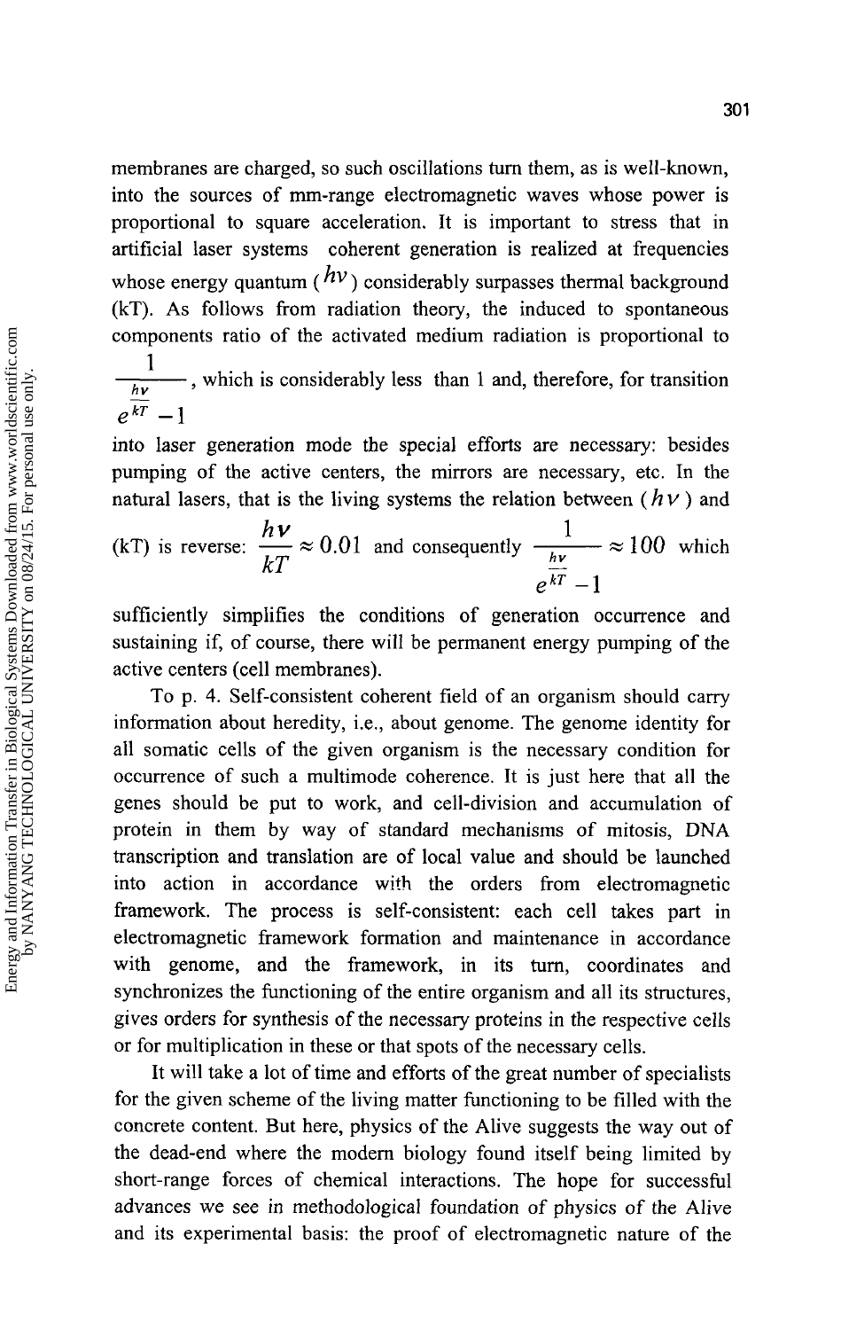membranes are charged, so such oscillations turn them, as is well-known, into the sources of mm-range electromagnetic waves whose power is proportional to square acceleration. It is important to stress that in artificial laser systems coherent generation is realized at frequencies whose energy quantum ($h\nu$) considerably surpasses thermal background (kT). As follows from radiation theory, the induced to spontaneous components ratio of the activated medium radiation is proportional to $\frac{1}{e^{\frac{h\nu}{kT}}-1}$, which is considerably less than 1 and, therefore, for transition into laser generation mode the special efforts are necessary: besides pumping of the active centers, the mirrors are necessary, etc. In the natural lasers, that is the living systems the relation between ($h\nu$) and (kT) is reverse: $\frac{h\nu}{kT} \approx 0.01$ and consequently $\frac{1}{e^{\frac{h\nu}{kT}}-1} \approx 100$ which sufficiently simplifies the conditions of generation occurrence and sustaining if, of course, there will be permanent energy pumping of the active centers (cell membranes).

To p. 4. Self-consistent coherent field of an organism should carry information about heredity, i.e., about genome. The genome identity for all somatic cells of the given organism is the necessary condition for occurrence of such a multimode coherence. It is just here that all the genes should be put to work, and cell-division and accumulation of protein in them by way of standard mechanisms of mitosis, DNA transcription and translation are of local value and should be launched into action in accordance with the orders from electromagnetic framework. The process is self-consistent: each cell takes part in electromagnetic framework formation and maintenance in accordance with genome, and the framework, in its turn, coordinates and synchronizes the functioning of the entire organism and all its structures, gives orders for synthesis of the necessary proteins in the respective cells or for multiplication in these or that spots of the necessary cells.

It will take a lot of time and efforts of the great number of specialists for the given scheme of the living matter functioning to be filled with the concrete content. But here, physics of the Alive suggests the way out of the dead-end where the modern biology found itself being limited by short-range forces of chemical interactions. The hope for successful advances we see in methodological foundation of physics of the Alive and its experimental basis: the proof of electromagnetic nature of the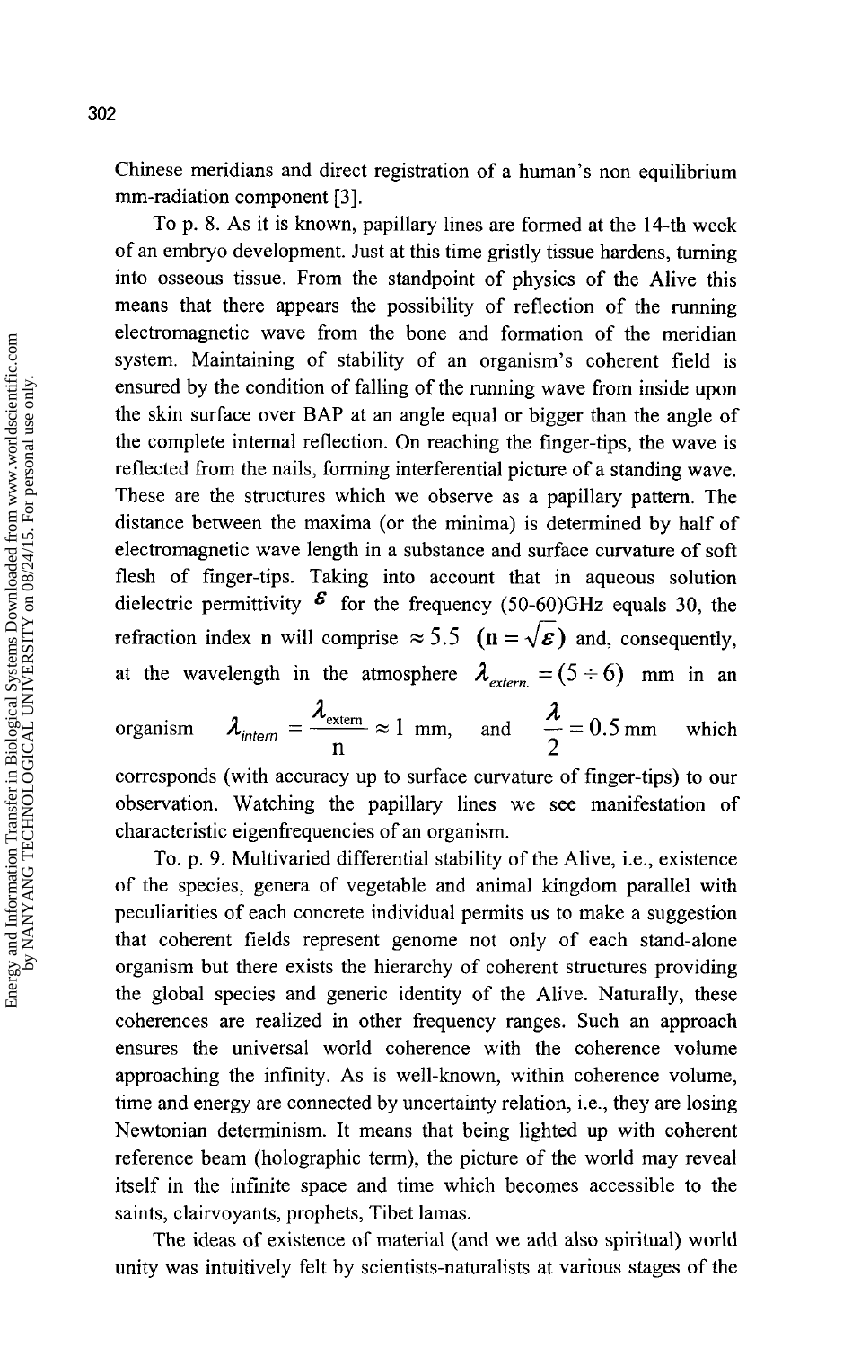Chinese meridians and direct registration of a human's non equilibrium mm-radiation component [3].

To p. 8. As it is known, papillary lines are formed at the 14-th week of an embryo development. Just at this time gristly tissue hardens, turning into osseous tissue. From the standpoint of physics of the Alive this means that there appears the possibility of reflection of the running electromagnetic wave from the bone and formation of the meridian system. Maintaining of stability of an organism's coherent field is ensured by the condition of falling of the running wave from inside upon the skin surface over BAP at an angle equal or bigger than the angle of the complete internal reflection. On reaching the finger-tips, the wave is reflected from the nails, forming interferential picture of a standing wave. These are the structures which we observe as a papillary pattern. The distance between the maxima (or the minima) is determined by half of electromagnetic wave length in a substance and surface curvature of soft flesh of finger-tips. Taking into account that in aqueous solution dielectric permittivity $\varepsilon$ for the frequency (50-60)GHz equals 30, the refraction index **n** will comprise $\approx 5.5$ $(\mathbf{n} = \sqrt{\varepsilon})$ and, consequently, at the wavelength in the atmosphere $\lambda_{extern.} = (5 \div 6)$ mm in an organism $\lambda_{intern} = \dfrac{\lambda_{extern}}{n} \approx 1$ mm, and $\dfrac{\lambda}{2} = 0.5$ mm which corresponds (with accuracy up to surface curvature of finger-tips) to our observation. Watching the papillary lines we see manifestation of characteristic eigenfrequencies of an organism.

To. p. 9. Multivaried differential stability of the Alive, i.e., existence of the species, genera of vegetable and animal kingdom parallel with peculiarities of each concrete individual permits us to make a suggestion that coherent fields represent genome not only of each stand-alone organism but there exists the hierarchy of coherent structures providing the global species and generic identity of the Alive. Naturally, these coherences are realized in other frequency ranges. Such an approach ensures the universal world coherence with the coherence volume approaching the infinity. As is well-known, within coherence volume, time and energy are connected by uncertainty relation, i.e., they are losing Newtonian determinism. It means that being lighted up with coherent reference beam (holographic term), the picture of the world may reveal itself in the infinite space and time which becomes accessible to the saints, clairvoyants, prophets, Tibet lamas.

The ideas of existence of material (and we add also spiritual) world unity was intuitively felt by scientists-naturalists at various stages of the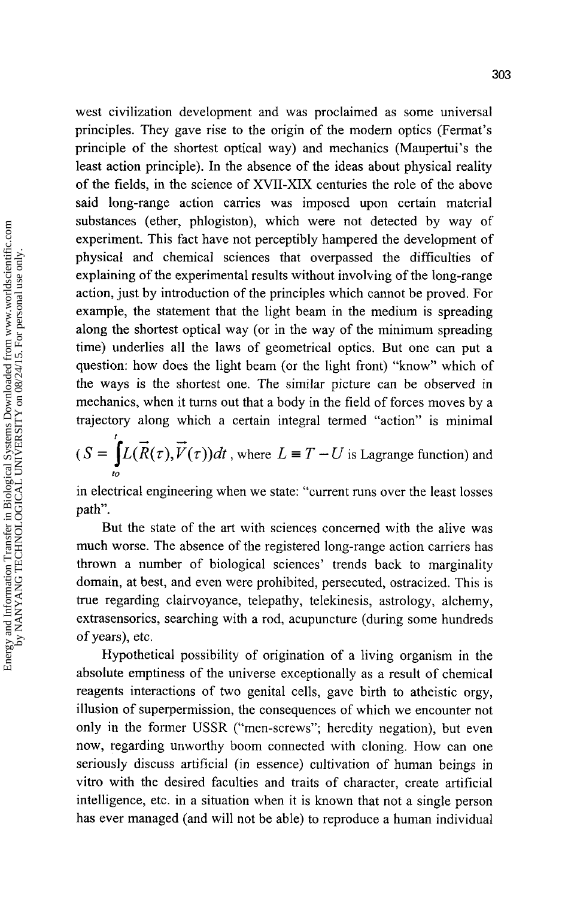west civilization development and was proclaimed as some universal principles. They gave rise to the origin of the modern optics (Fermat's principle of the shortest optical way) and mechanics (Maupertui's the least action principle). In the absence of the ideas about physical reality of the fields, in the science of XVII-XIX centuries the role of the above said long-range action carries was imposed upon certain material substances (ether, phlogiston), which were not detected by way of experiment. This fact have not perceptibly hampered the development of physical and chemical sciences that overpassed the difficulties of explaining of the experimental results without involving of the long-range action, just by introduction of the principles which cannot be proved. For example, the statement that the light beam in the medium is spreading along the shortest optical way (or in the way of the minimum spreading time) underlies all the laws of geometrical optics. But one can put a question: how does the light beam (or the light front) "know" which of the ways is the shortest one. The similar picture can be observed in mechanics, when it turns out that a body in the field of forces moves by a trajectory along which a certain integral termed "action" is minimal ($S = \int_{to}^{t} L(\vec{R}(\tau), \vec{V}(\tau))dt$, where $L \equiv T - U$ is Lagrange function) and in electrical engineering when we state: "current runs over the least losses path".

But the state of the art with sciences concerned with the alive was much worse. The absence of the registered long-range action carriers has thrown a number of biological sciences' trends back to marginality domain, at best, and even were prohibited, persecuted, ostracized. This is true regarding clairvoyance, telepathy, telekinesis, astrology, alchemy, extrasensorics, searching with a rod, acupuncture (during some hundreds of years), etc.

Hypothetical possibility of origination of a living organism in the absolute emptiness of the universe exceptionally as a result of chemical reagents interactions of two genital cells, gave birth to atheistic orgy, illusion of superpermission, the consequences of which we encounter not only in the former USSR ("men-screws"; heredity negation), but even now, regarding unworthy boom connected with cloning. How can one seriously discuss artificial (in essence) cultivation of human beings in vitro with the desired faculties and traits of character, create artificial intelligence, etc. in a situation when it is known that not a single person has ever managed (and will not be able) to reproduce a human individual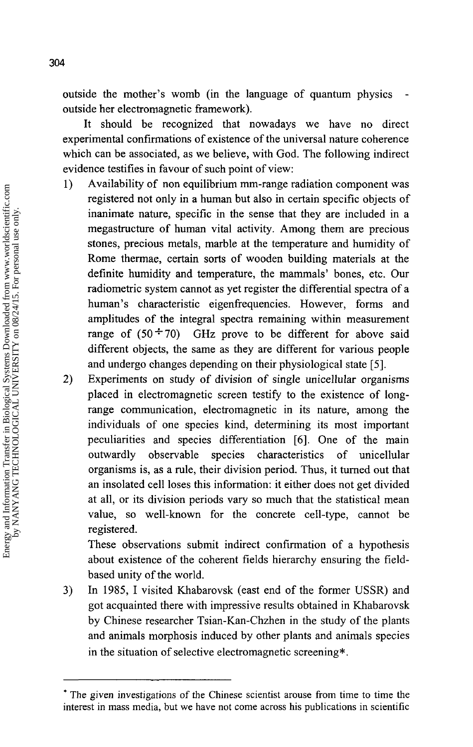outside the mother's womb (in the language of quantum physics - outside her electromagnetic framework).

It should be recognized that nowadays we have no direct experimental confirmations of existence of the universal nature coherence which can be associated, as we believe, with God. The following indirect evidence testifies in favour of such point of view:

1) Availability of non equilibrium mm-range radiation component was registered not only in a human but also in certain specific objects of inanimate nature, specific in the sense that they are included in a megastructure of human vital activity. Among them are precious stones, precious metals, marble at the temperature and humidity of Rome thermae, certain sorts of wooden building materials at the definite humidity and temperature, the mammals' bones, etc. Our radiometric system cannot as yet register the differential spectra of a human's characteristic eigenfrequencies. However, forms and amplitudes of the integral spectra remaining within measurement range of $(50 \div 70)$ GHz prove to be different for above said different objects, the same as they are different for various people and undergo changes depending on their physiological state [5].

2) Experiments on study of division of single unicellular organisms placed in electromagnetic screen testify to the existence of long-range communication, electromagnetic in its nature, among the individuals of one species kind, determining its most important peculiarities and species differentiation [6]. One of the main outwardly observable species characteristics of unicellular organisms is, as a rule, their division period. Thus, it turned out that an insolated cell loses this information: it either does not get divided at all, or its division periods vary so much that the statistical mean value, so well-known for the concrete cell-type, cannot be registered.

   These observations submit indirect confirmation of a hypothesis about existence of the coherent fields hierarchy ensuring the field-based unity of the world.

3) In 1985, I visited Khabarovsk (east end of the former USSR) and got acquainted there with impressive results obtained in Khabarovsk by Chinese researcher Tsian-Kan-Chzhen in the study of the plants and animals morphosis induced by other plants and animals species in the situation of selective electromagnetic screening*.

---

* The given investigations of the Chinese scientist arouse from time to time the interest in mass media, but we have not come across his publications in scientific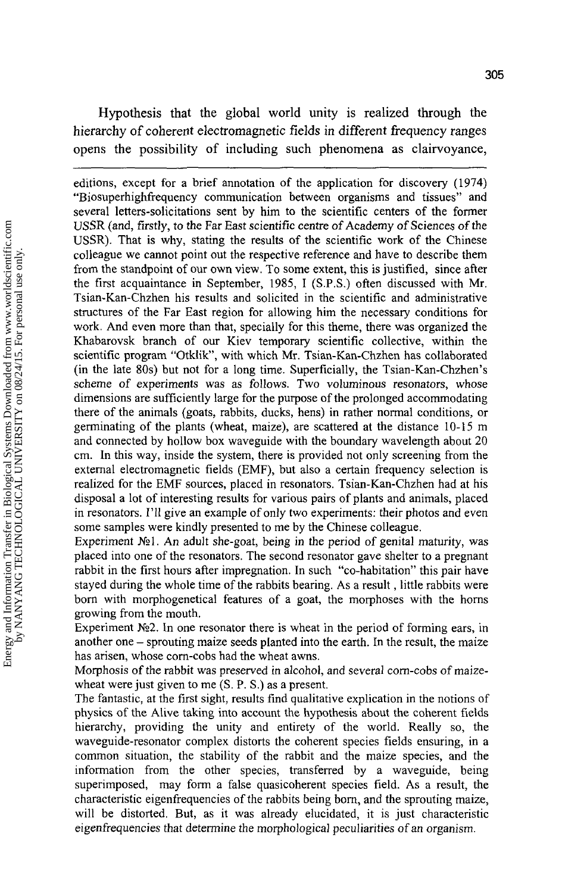Hypothesis that the global world unity is realized through the hierarchy of coherent electromagnetic fields in different frequency ranges opens the possibility of including such phenomena as clairvoyance,

---

editions, except for a brief annotation of the application for discovery (1974) "Biosuperhighfrequency communication between organisms and tissues" and several letters-solicitations sent by him to the scientific centers of the former USSR (and, firstly, to the Far East scientific centre of Academy of Sciences of the USSR). That is why, stating the results of the scientific work of the Chinese colleague we cannot point out the respective reference and have to describe them from the standpoint of our own view. To some extent, this is justified, since after the first acquaintance in September, 1985, I (S.P.S.) often discussed with Mr. Tsian-Kan-Chzhen his results and solicited in the scientific and administrative structures of the Far East region for allowing him the necessary conditions for work. And even more than that, specially for this theme, there was organized the Khabarovsk branch of our Kiev temporary scientific collective, within the scientific program "Otklik", with which Mr. Tsian-Kan-Chzhen has collaborated (in the late 80s) but not for a long time. Superficially, the Tsian-Kan-Chzhen's scheme of experiments was as follows. Two voluminous resonators, whose dimensions are sufficiently large for the purpose of the prolonged accommodating there of the animals (goats, rabbits, ducks, hens) in rather normal conditions, or germinating of the plants (wheat, maize), are scattered at the distance 10-15 m and connected by hollow box waveguide with the boundary wavelength about 20 cm. In this way, inside the system, there is provided not only screening from the external electromagnetic fields (EMF), but also a certain frequency selection is realized for the EMF sources, placed in resonators. Tsian-Kan-Chzhen had at his disposal a lot of interesting results for various pairs of plants and animals, placed in resonators. I'll give an example of only two experiments: their photos and even some samples were kindly presented to me by the Chinese colleague.

Experiment №1. An adult she-goat, being in the period of genital maturity, was placed into one of the resonators. The second resonator gave shelter to a pregnant rabbit in the first hours after impregnation. In such "co-habitation" this pair have stayed during the whole time of the rabbits bearing. As a result , little rabbits were born with morphogenetical features of a goat, the morphoses with the horns growing from the mouth.

Experiment №2. In one resonator there is wheat in the period of forming ears, in another one – sprouting maize seeds planted into the earth. In the result, the maize has arisen, whose corn-cobs had the wheat awns.

Morphosis of the rabbit was preserved in alcohol, and several corn-cobs of maize-wheat were just given to me (S. P. S.) as a present.

The fantastic, at the first sight, results find qualitative explication in the notions of physics of the Alive taking into account the hypothesis about the coherent fields hierarchy, providing the unity and entirety of the world. Really so, the waveguide-resonator complex distorts the coherent species fields ensuring, in a common situation, the stability of the rabbit and the maize species, and the information from the other species, transferred by a waveguide, being superimposed, may form a false quasicoherent species field. As a result, the characteristic eigenfrequencies of the rabbits being born, and the sprouting maize, will be distorted. But, as it was already elucidated, it is just characteristic eigenfrequencies that determine the morphological peculiarities of an organism.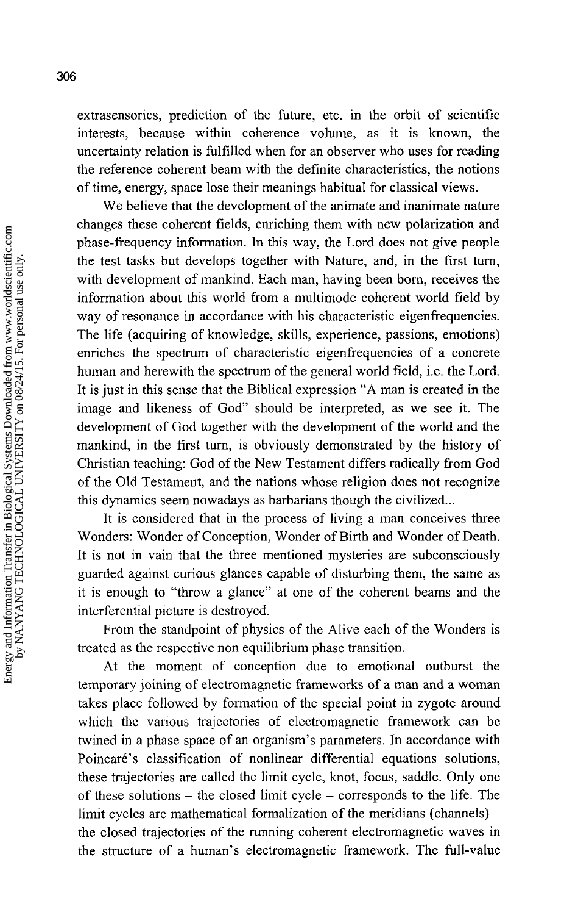extrasensorics, prediction of the future, etc. in the orbit of scientific interests, because within coherence volume, as it is known, the uncertainty relation is fulfilled when for an observer who uses for reading the reference coherent beam with the definite characteristics, the notions of time, energy, space lose their meanings habitual for classical views.

We believe that the development of the animate and inanimate nature changes these coherent fields, enriching them with new polarization and phase-frequency information. In this way, the Lord does not give people the test tasks but develops together with Nature, and, in the first turn, with development of mankind. Each man, having been born, receives the information about this world from a multimode coherent world field by way of resonance in accordance with his characteristic eigenfrequencies. The life (acquiring of knowledge, skills, experience, passions, emotions) enriches the spectrum of characteristic eigenfrequencies of a concrete human and herewith the spectrum of the general world field, i.e. the Lord. It is just in this sense that the Biblical expression "A man is created in the image and likeness of God" should be interpreted, as we see it. The development of God together with the development of the world and the mankind, in the first turn, is obviously demonstrated by the history of Christian teaching: God of the New Testament differs radically from God of the Old Testament, and the nations whose religion does not recognize this dynamics seem nowadays as barbarians though the civilized...

It is considered that in the process of living a man conceives three Wonders: Wonder of Conception, Wonder of Birth and Wonder of Death. It is not in vain that the three mentioned mysteries are subconsciously guarded against curious glances capable of disturbing them, the same as it is enough to "throw a glance" at one of the coherent beams and the interferential picture is destroyed.

From the standpoint of physics of the Alive each of the Wonders is treated as the respective non equilibrium phase transition.

At the moment of conception due to emotional outburst the temporary joining of electromagnetic frameworks of a man and a woman takes place followed by formation of the special point in zygote around which the various trajectories of electromagnetic framework can be twined in a phase space of an organism's parameters. In accordance with Poincaré's classification of nonlinear differential equations solutions, these trajectories are called the limit cycle, knot, focus, saddle. Only one of these solutions – the closed limit cycle – corresponds to the life. The limit cycles are mathematical formalization of the meridians (channels) – the closed trajectories of the running coherent electromagnetic waves in the structure of a human's electromagnetic framework. The full-value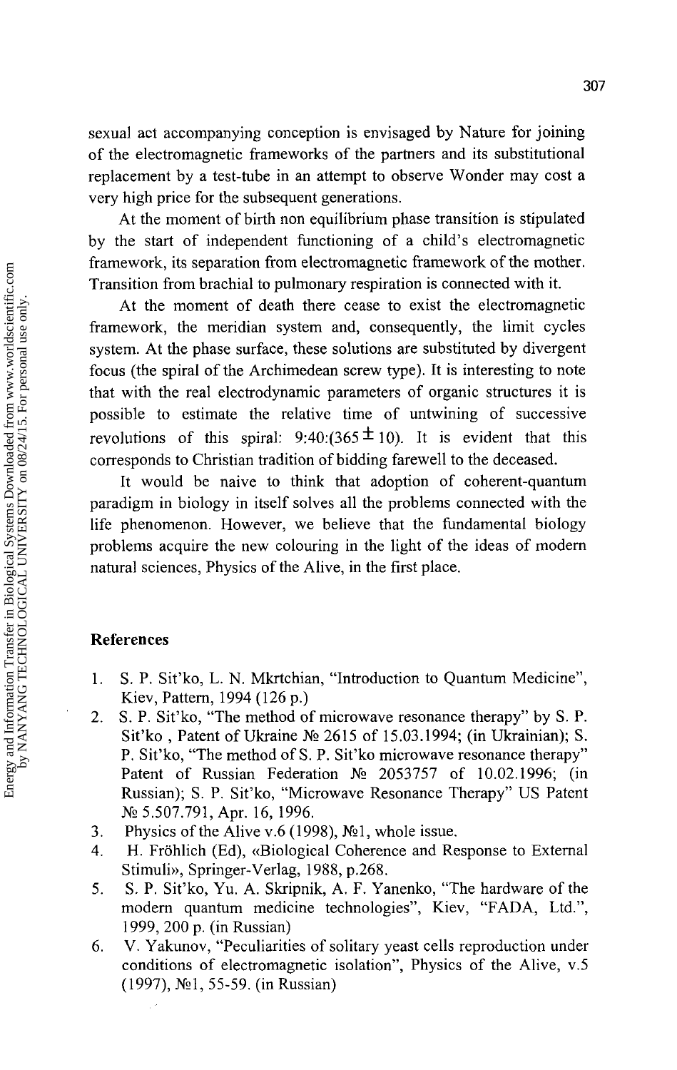sexual act accompanying conception is envisaged by Nature for joining of the electromagnetic frameworks of the partners and its substitutional replacement by a test-tube in an attempt to observe Wonder may cost a very high price for the subsequent generations.

At the moment of birth non equilibrium phase transition is stipulated by the start of independent functioning of a child's electromagnetic framework, its separation from electromagnetic framework of the mother. Transition from brachial to pulmonary respiration is connected with it.

At the moment of death there cease to exist the electromagnetic framework, the meridian system and, consequently, the limit cycles system. At the phase surface, these solutions are substituted by divergent focus (the spiral of the Archimedean screw type). It is interesting to note that with the real electrodynamic parameters of organic structures it is possible to estimate the relative time of untwining of successive revolutions of this spiral: $9:40:(365 \pm 10)$. It is evident that this corresponds to Christian tradition of bidding farewell to the deceased.

It would be naive to think that adoption of coherent-quantum paradigm in biology in itself solves all the problems connected with the life phenomenon. However, we believe that the fundamental biology problems acquire the new colouring in the light of the ideas of modern natural sciences, Physics of the Alive, in the first place.

## References

1. S. P. Sit'ko, L. N. Mkrtchian, "Introduction to Quantum Medicine", Kiev, Pattern, 1994 (126 p.)
2. S. P. Sit'ko, "The method of microwave resonance therapy" by S. P. Sit'ko , Patent of Ukraine № 2615 of 15.03.1994; (in Ukrainian); S. P. Sit'ko, "The method of S. P. Sit'ko microwave resonance therapy" Patent of Russian Federation № 2053757 of 10.02.1996; (in Russian); S. P. Sit'ko, "Microwave Resonance Therapy" US Patent № 5.507.791, Apr. 16, 1996.
3. Physics of the Alive v.6 (1998), №1, whole issue.
4. H. Fröhlich (Ed), «Biological Coherence and Response to External Stimuli», Springer-Verlag, 1988, p.268.
5. S. P. Sit'ko, Yu. A. Skripnik, A. F. Yanenko, "The hardware of the modern quantum medicine technologies", Kiev, "FADA, Ltd.", 1999, 200 p. (in Russian)
6. V. Yakunov, "Peculiarities of solitary yeast cells reproduction under conditions of electromagnetic isolation", Physics of the Alive, v.5 (1997), №1, 55-59. (in Russian)